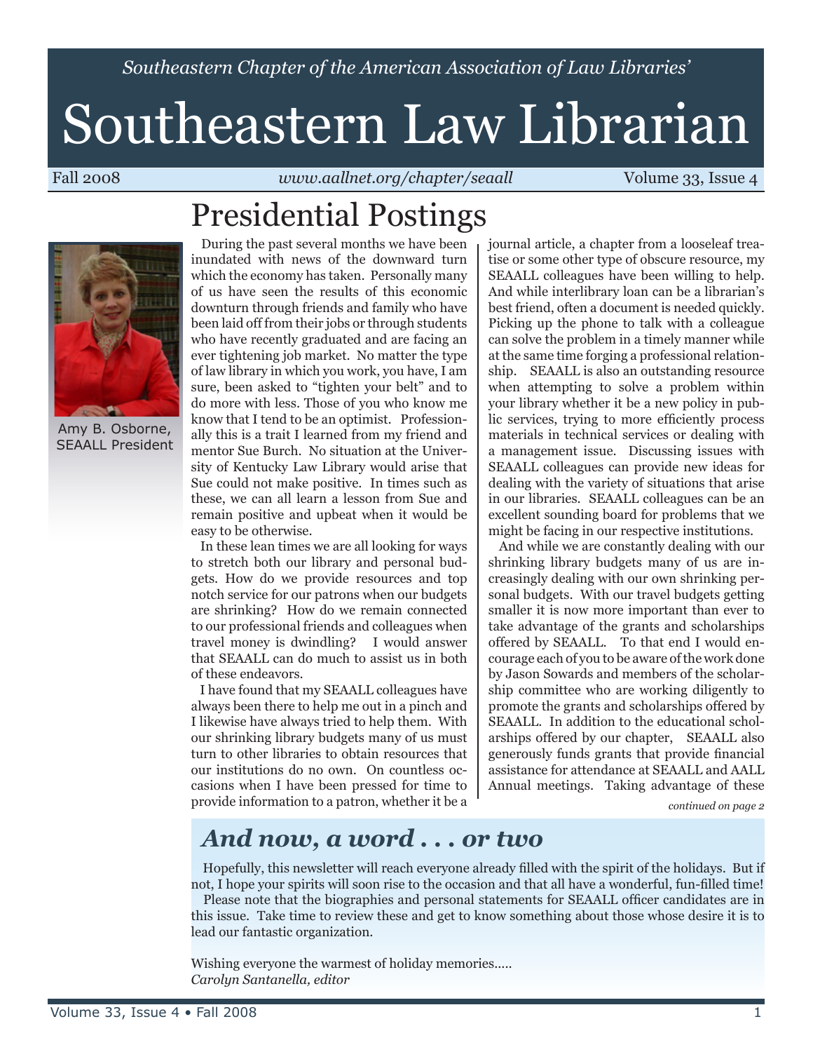*Southeastern Chapter of the American Association of Law Libraries'*

# Southeastern Law Librarian

Fall 2008 | *www.aallnet.org/chapter/seaall* | Volume 33, Issue 4

## Presidential Postings

Amy B. Osborne, SEAALL President

During the past several months we have been inundated with news of the downward turn which the economy has taken. Personally many of us have seen the results of this economic downturn through friends and family who have been laid off from their jobs or through students who have recently graduated and are facing an ever tightening job market. No matter the type of law library in which you work, you have, I am sure, been asked to "tighten your belt" and to do more with less. Those of you who know me know that I tend to be an optimist. Professionally this is a trait I learned from my friend and mentor Sue Burch. No situation at the University of Kentucky Law Library would arise that Sue could not make positive. In times such as these, we can all learn a lesson from Sue and remain positive and upbeat when it would be easy to be otherwise.

In these lean times we are all looking for ways to stretch both our library and personal budgets. How do we provide resources and top notch service for our patrons when our budgets are shrinking? How do we remain connected to our professional friends and colleagues when travel money is dwindling? I would answer that SEAALL can do much to assist us in both of these endeavors.

I have found that my SEAALL colleagues have always been there to help me out in a pinch and I likewise have always tried to help them. With our shrinking library budgets many of us must turn to other libraries to obtain resources that our institutions do no own. On countless occasions when I have been pressed for time to provide information to a patron, whether it be a journal article, a chapter from a looseleaf treatise or some other type of obscure resource, my SEAALL colleagues have been willing to help. And while interlibrary loan can be a librarian's best friend, often a document is needed quickly. Picking up the phone to talk with a colleague can solve the problem in a timely manner while at the same time forging a professional relationship. SEAALL is also an outstanding resource when attempting to solve a problem within your library whether it be a new policy in public services, trying to more efficiently process materials in technical services or dealing with a management issue. Discussing issues with SEAALL colleagues can provide new ideas for dealing with the variety of situations that arise in our libraries. SEAALL colleagues can be an excellent sounding board for problems that we might be facing in our respective institutions.

And while we are constantly dealing with our shrinking library budgets many of us are increasingly dealing with our own shrinking personal budgets. With our travel budgets getting smaller it is now more important than ever to take advantage of the grants and scholarships offered by SEAALL. To that end I would encourage each of you to be aware of the work done by Jason Sowards and members of the scholarship committee who are working diligently to promote the grants and scholarships offered by SEAALL. In addition to the educational scholarships offered by our chapter, SEAALL also generously funds grants that provide financial assistance for attendance at SEAALL and AALL Annual meetings. Taking advantage of these

*continued on page 2*

## *And now, a word . . . or two*

Hopefully, this newsletter will reach everyone already filled with the spirit of the holidays. But if not, I hope your spirits will soon rise to the occasion and that all have a wonderful, fun-filled time!

Please note that the biographies and personal statements for SEAALL officer candidates are in this issue. Take time to review these and get to know something about those whose desire it is to lead our fantastic organization.

Wishing everyone the warmest of holiday memories.....
*Carolyn Santanella, editor*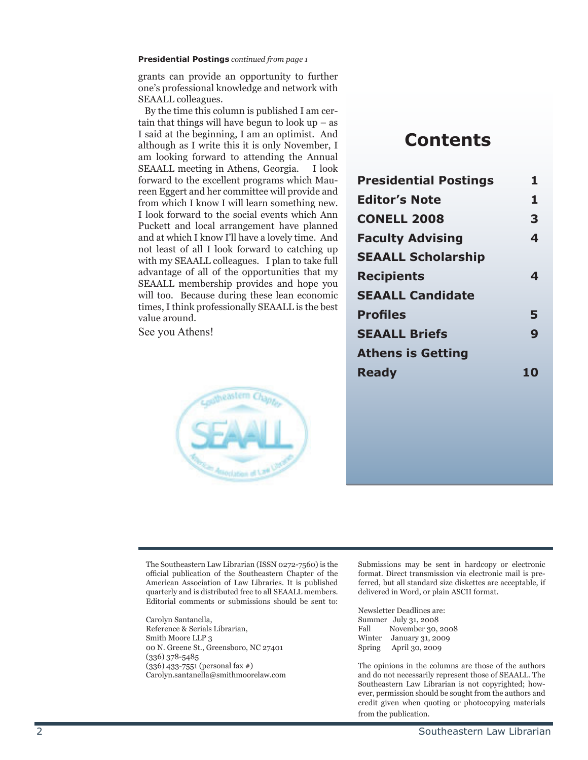**Presidential Postings** *continued from page 1*

grants can provide an opportunity to further one's professional knowledge and network with SEAALL colleagues.

By the time this column is published I am certain that things will have begun to look up – as I said at the beginning, I am an optimist. And although as I write this it is only November, I am looking forward to attending the Annual SEAALL meeting in Athens, Georgia. I look forward to the excellent programs which Maureen Eggert and her committee will provide and from which I know I will learn something new. I look forward to the social events which Ann Puckett and local arrangement have planned and at which I know I'll have a lovely time. And not least of all I look forward to catching up with my SEAALL colleagues. I plan to take full advantage of all of the opportunities that my SEAALL membership provides and hope you will too. Because during these lean economic times, I think professionally SEAALL is the best value around.

See you Athens!

# Contents

| | |
|---|---|
| **Presidential Postings** | **1** |
| **Editor's Note** | **1** |
| **CONELL 2008** | **3** |
| **Faculty Advising** | **4** |
| **SEAALL Scholarship Recipients** | **4** |
| **SEAALL Candidate Profiles** | **5** |
| **SEAALL Briefs** | **9** |
| **Athens is Getting Ready** | **10** |

The Southeastern Law Librarian (ISSN 0272-7560) is the official publication of the Southeastern Chapter of the American Association of Law Libraries. It is published quarterly and is distributed free to all SEAALL members. Editorial comments or submissions should be sent to:

Carolyn Santanella,
Reference & Serials Librarian,
Smith Moore LLP 3
00 N. Greene St., Greensboro, NC 27401
(336) 378-5485
(336) 433-7551 (personal fax #)
Carolyn.santanella@smithmoorelaw.com

Submissions may be sent in hardcopy or electronic format. Direct transmission via electronic mail is preferred, but all standard size diskettes are acceptable, if delivered in Word, or plain ASCII format.

Newsletter Deadlines are:
Summer July 31, 2008
Fall November 30, 2008
Winter January 31, 2009
Spring April 30, 2009

The opinions in the columns are those of the authors and do not necessarily represent those of SEAALL. The Southeastern Law Librarian is not copyrighted; however, permission should be sought from the authors and credit given when quoting or photocopying materials from the publication.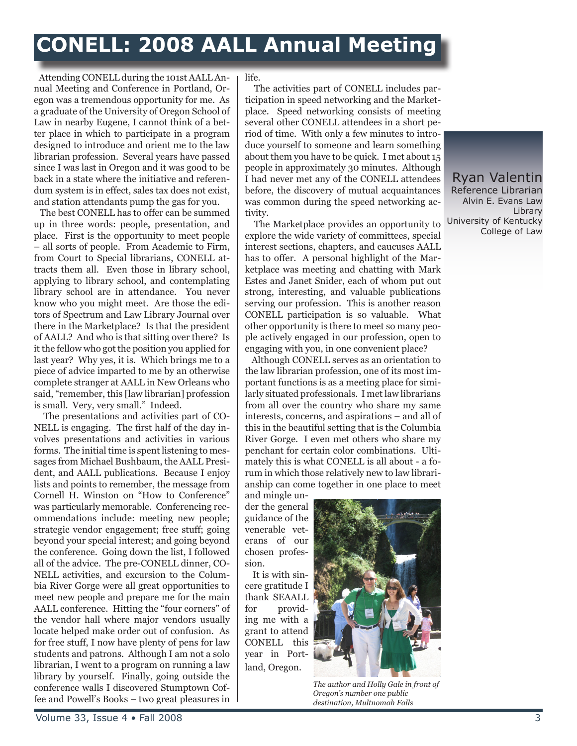# CONELL: 2008 AALL Annual Meeting

**Ryan Valentin**
Reference Librarian
Alvin E. Evans Law Library
University of Kentucky College of Law

Attending CONELL during the 101st AALL Annual Meeting and Conference in Portland, Oregon was a tremendous opportunity for me. As a graduate of the University of Oregon School of Law in nearby Eugene, I cannot think of a better place in which to participate in a program designed to introduce and orient me to the law librarian profession. Several years have passed since I was last in Oregon and it was good to be back in a state where the initiative and referendum system is in effect, sales tax does not exist, and station attendants pump the gas for you.

The best CONELL has to offer can be summed up in three words: people, presentation, and place. First is the opportunity to meet people – all sorts of people. From Academic to Firm, from Court to Special librarians, CONELL attracts them all. Even those in library school, applying to library school, and contemplating library school are in attendance. You never know who you might meet. Are those the editors of Spectrum and Law Library Journal over there in the Marketplace? Is that the president of AALL? And who is that sitting over there? Is it the fellow who got the position you applied for last year? Why yes, it is. Which brings me to a piece of advice imparted to me by an otherwise complete stranger at AALL in New Orleans who said, "remember, this [law librarian] profession is small. Very, very small." Indeed.

The presentations and activities part of CONELL is engaging. The first half of the day involves presentations and activities in various forms. The initial time is spent listening to messages from Michael Bushbaum, the AALL President, and AALL publications. Because I enjoy lists and points to remember, the message from Cornell H. Winston on "How to Conference" was particularly memorable. Conferencing recommendations include: meeting new people; strategic vendor engagement; free stuff; going beyond your special interest; and going beyond the conference. Going down the list, I followed all of the advice. The pre-CONELL dinner, CONELL activities, and excursion to the Columbia River Gorge were all great opportunities to meet new people and prepare me for the main AALL conference. Hitting the "four corners" of the vendor hall where major vendors usually locate helped make order out of confusion. As for free stuff, I now have plenty of pens for law students and patrons. Although I am not a solo librarian, I went to a program on running a law library by yourself. Finally, going outside the conference walls I discovered Stumptown Coffee and Powell's Books – two great pleasures in life.

The activities part of CONELL includes participation in speed networking and the Marketplace. Speed networking consists of meeting several other CONELL attendees in a short period of time. With only a few minutes to introduce yourself to someone and learn something about them you have to be quick. I met about 15 people in approximately 30 minutes. Although I had never met any of the CONELL attendees before, the discovery of mutual acquaintances was common during the speed networking activity.

The Marketplace provides an opportunity to explore the wide variety of committees, special interest sections, chapters, and caucuses AALL has to offer. A personal highlight of the Marketplace was meeting and chatting with Mark Estes and Janet Snider, each of whom put out strong, interesting, and valuable publications serving our profession. This is another reason CONELL participation is so valuable. What other opportunity is there to meet so many people actively engaged in our profession, open to engaging with you, in one convenient place?

Although CONELL serves as an orientation to the law librarian profession, one of its most important functions is as a meeting place for similarly situated professionals. I met law librarians from all over the country who share my same interests, concerns, and aspirations – and all of this in the beautiful setting that is the Columbia River Gorge. I even met others who share my penchant for certain color combinations. Ultimately this is what CONELL is all about - a forum in which those relatively new to law librarianship can come together in one place to meet and mingle under the general guidance of the venerable veterans of our chosen profession.

It is with sincere gratitude I thank SEAALL for providing me with a grant to attend CONELL this year in Portland, Oregon.

*The author and Holly Gale in front of Oregon's number one public destination, Multnomah Falls*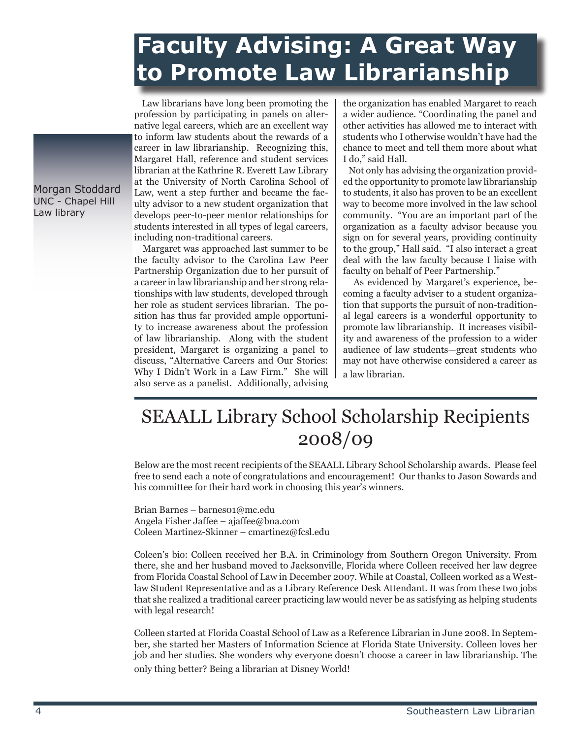# Faculty Advising: A Great Way to Promote Law Librarianship

Morgan Stoddard
UNC - Chapel Hill
Law library

Law librarians have long been promoting the profession by participating in panels on alternative legal careers, which are an excellent way to inform law students about the rewards of a career in law librarianship. Recognizing this, Margaret Hall, reference and student services librarian at the Kathrine R. Everett Law Library at the University of North Carolina School of Law, went a step further and became the faculty advisor to a new student organization that develops peer-to-peer mentor relationships for students interested in all types of legal careers, including non-traditional careers.

Margaret was approached last summer to be the faculty advisor to the Carolina Law Peer Partnership Organization due to her pursuit of a career in law librarianship and her strong relationships with law students, developed through her role as student services librarian. The position has thus far provided ample opportunity to increase awareness about the profession of law librarianship. Along with the student president, Margaret is organizing a panel to discuss, "Alternative Careers and Our Stories: Why I Didn't Work in a Law Firm." She will also serve as a panelist. Additionally, advising the organization has enabled Margaret to reach a wider audience. "Coordinating the panel and other activities has allowed me to interact with students who I otherwise wouldn't have had the chance to meet and tell them more about what I do," said Hall.

Not only has advising the organization provided the opportunity to promote law librarianship to students, it also has proven to be an excellent way to become more involved in the law school community. "You are an important part of the organization as a faculty advisor because you sign on for several years, providing continuity to the group," Hall said. "I also interact a great deal with the law faculty because I liaise with faculty on behalf of Peer Partnership."

As evidenced by Margaret's experience, becoming a faculty adviser to a student organization that supports the pursuit of non-traditional legal careers is a wonderful opportunity to promote law librarianship. It increases visibility and awareness of the profession to a wider audience of law students—great students who may not have otherwise considered a career as a law librarian.

# SEAALL Library School Scholarship Recipients 2008/09

Below are the most recent recipients of the SEAALL Library School Scholarship awards. Please feel free to send each a note of congratulations and encouragement! Our thanks to Jason Sowards and his committee for their hard work in choosing this year's winners.

Brian Barnes – barnes01@mc.edu
Angela Fisher Jaffee – ajaffee@bna.com
Coleen Martinez-Skinner – cmartinez@fcsl.edu

Coleen's bio: Colleen received her B.A. in Criminology from Southern Oregon University. From there, she and her husband moved to Jacksonville, Florida where Colleen received her law degree from Florida Coastal School of Law in December 2007. While at Coastal, Colleen worked as a Westlaw Student Representative and as a Library Reference Desk Attendant. It was from these two jobs that she realized a traditional career practicing law would never be as satisfying as helping students with legal research!

Colleen started at Florida Coastal School of Law as a Reference Librarian in June 2008. In September, she started her Masters of Information Science at Florida State University. Colleen loves her job and her studies. She wonders why everyone doesn't choose a career in law librarianship. The only thing better? Being a librarian at Disney World!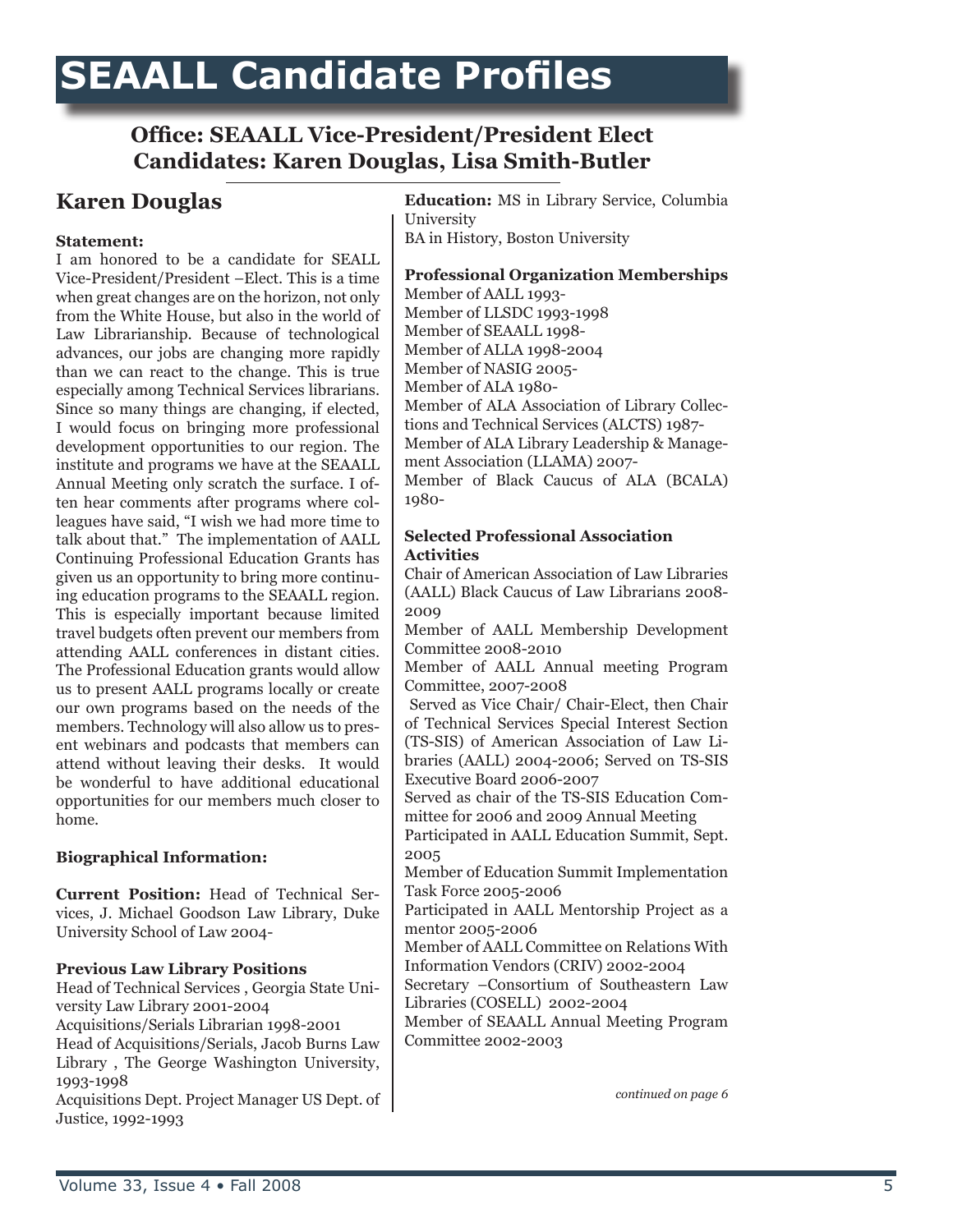# SEAALL Candidate Profiles

### Office: SEAALL Vice-President/President Elect
### Candidates: Karen Douglas, Lisa Smith-Butler

## Karen Douglas

**Statement:**

I am honored to be a candidate for SEALL Vice-President/President –Elect. This is a time when great changes are on the horizon, not only from the White House, but also in the world of Law Librarianship. Because of technological advances, our jobs are changing more rapidly than we can react to the change. This is true especially among Technical Services librarians. Since so many things are changing, if elected, I would focus on bringing more professional development opportunities to our region. The institute and programs we have at the SEAALL Annual Meeting only scratch the surface. I often hear comments after programs where colleagues have said, "I wish we had more time to talk about that." The implementation of AALL Continuing Professional Education Grants has given us an opportunity to bring more continuing education programs to the SEAALL region. This is especially important because limited travel budgets often prevent our members from attending AALL conferences in distant cities. The Professional Education grants would allow us to present AALL programs locally or create our own programs based on the needs of the members. Technology will also allow us to present webinars and podcasts that members can attend without leaving their desks. It would be wonderful to have additional educational opportunities for our members much closer to home.

**Biographical Information:**

**Current Position:** Head of Technical Services, J. Michael Goodson Law Library, Duke University School of Law 2004-

**Previous Law Library Positions**

Head of Technical Services , Georgia State University Law Library 2001-2004
Acquisitions/Serials Librarian 1998-2001
Head of Acquisitions/Serials, Jacob Burns Law Library , The George Washington University, 1993-1998
Acquisitions Dept. Project Manager US Dept. of Justice, 1992-1993

**Education:** MS in Library Service, Columbia University
BA in History, Boston University

**Professional Organization Memberships**

Member of AALL 1993-
Member of LLSDC 1993-1998
Member of SEAALL 1998-
Member of ALLA 1998-2004
Member of NASIG 2005-
Member of ALA 1980-
Member of ALA Association of Library Collections and Technical Services (ALCTS) 1987-
Member of ALA Library Leadership & Management Association (LLAMA) 2007-
Member of Black Caucus of ALA (BCALA) 1980-

**Selected Professional Association Activities**

Chair of American Association of Law Libraries (AALL) Black Caucus of Law Librarians 2008-2009
Member of AALL Membership Development Committee 2008-2010
Member of AALL Annual meeting Program Committee, 2007-2008
Served as Vice Chair/ Chair-Elect, then Chair of Technical Services Special Interest Section (TS-SIS) of American Association of Law Libraries (AALL) 2004-2006; Served on TS-SIS Executive Board 2006-2007
Served as chair of the TS-SIS Education Committee for 2006 and 2009 Annual Meeting
Participated in AALL Education Summit, Sept. 2005
Member of Education Summit Implementation Task Force 2005-2006
Participated in AALL Mentorship Project as a mentor 2005-2006
Member of AALL Committee on Relations With Information Vendors (CRIV) 2002-2004
Secretary –Consortium of Southeastern Law Libraries (COSELL) 2002-2004
Member of SEAALL Annual Meeting Program Committee 2002-2003

*continued on page 6*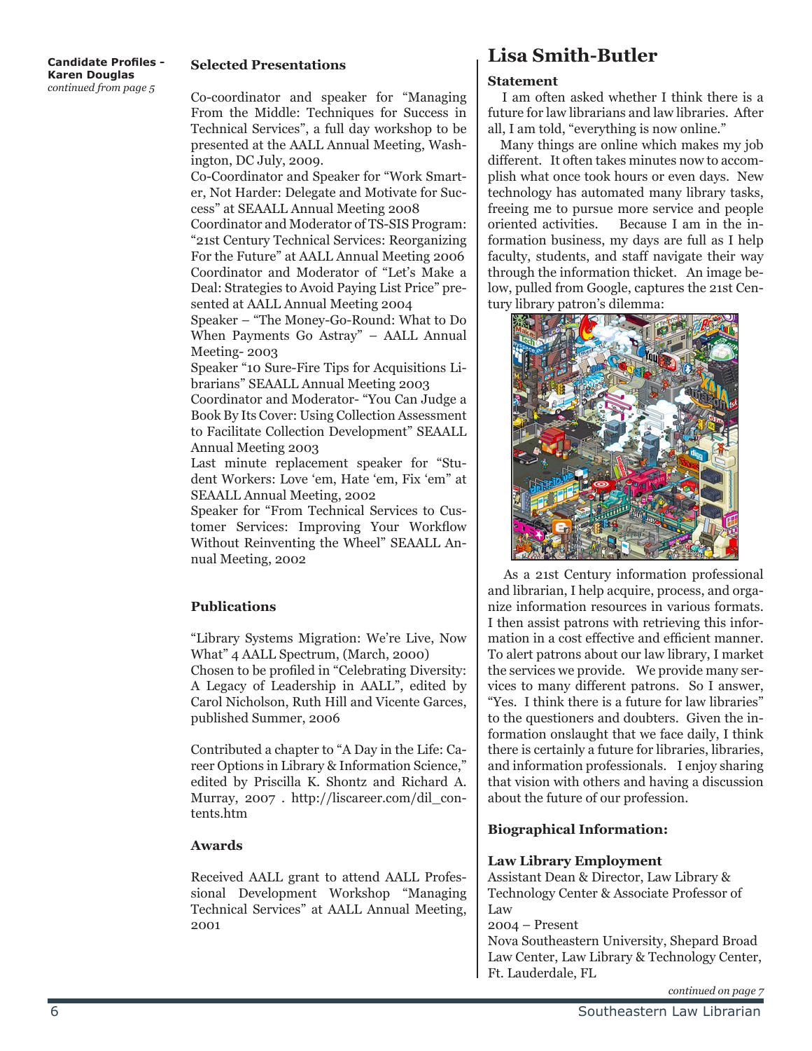**Candidate Profiles - Karen Douglas**
*continued from page 5*

### Selected Presentations

Co-coordinator and speaker for "Managing From the Middle: Techniques for Success in Technical Services", a full day workshop to be presented at the AALL Annual Meeting, Washington, DC July, 2009.
Co-Coordinator and Speaker for "Work Smarter, Not Harder: Delegate and Motivate for Success" at SEAALL Annual Meeting 2008
Coordinator and Moderator of TS-SIS Program: "21st Century Technical Services: Reorganizing For the Future" at AALL Annual Meeting 2006
Coordinator and Moderator of "Let's Make a Deal: Strategies to Avoid Paying List Price" presented at AALL Annual Meeting 2004
Speaker – "The Money-Go-Round: What to Do When Payments Go Astray" – AALL Annual Meeting- 2003
Speaker "10 Sure-Fire Tips for Acquisitions Librarians" SEAALL Annual Meeting 2003
Coordinator and Moderator- "You Can Judge a Book By Its Cover: Using Collection Assessment to Facilitate Collection Development" SEAALL Annual Meeting 2003
Last minute replacement speaker for "Student Workers: Love 'em, Hate 'em, Fix 'em" at SEAALL Annual Meeting, 2002
Speaker for "From Technical Services to Customer Services: Improving Your Workflow Without Reinventing the Wheel" SEAALL Annual Meeting, 2002

### Publications

"Library Systems Migration: We're Live, Now What" 4 AALL Spectrum, (March, 2000)
Chosen to be profiled in "Celebrating Diversity: A Legacy of Leadership in AALL", edited by Carol Nicholson, Ruth Hill and Vicente Garces, published Summer, 2006

Contributed a chapter to "A Day in the Life: Career Options in Library & Information Science," edited by Priscilla K. Shontz and Richard A. Murray, 2007 . http://liscareer.com/dil_contents.htm

### Awards

Received AALL grant to attend AALL Professional Development Workshop "Managing Technical Services" at AALL Annual Meeting, 2001

## Lisa Smith-Butler

### Statement

I am often asked whether I think there is a future for law librarians and law libraries. After all, I am told, "everything is now online."

Many things are online which makes my job different. It often takes minutes now to accomplish what once took hours or even days. New technology has automated many library tasks, freeing me to pursue more service and people oriented activities. Because I am in the information business, my days are full as I help faculty, students, and staff navigate their way through the information thicket. An image below, pulled from Google, captures the 21st Century library patron's dilemma:

As a 21st Century information professional and librarian, I help acquire, process, and organize information resources in various formats. I then assist patrons with retrieving this information in a cost effective and efficient manner. To alert patrons about our law library, I market the services we provide. We provide many services to many different patrons. So I answer, "Yes. I think there is a future for law libraries" to the questioners and doubters. Given the information onslaught that we face daily, I think there is certainly a future for libraries, libraries, and information professionals. I enjoy sharing that vision with others and having a discussion about the future of our profession.

### Biographical Information:

**Law Library Employment**
Assistant Dean & Director, Law Library & Technology Center & Associate Professor of Law
2004 – Present
Nova Southeastern University, Shepard Broad Law Center, Law Library & Technology Center, Ft. Lauderdale, FL

*continued on page 7*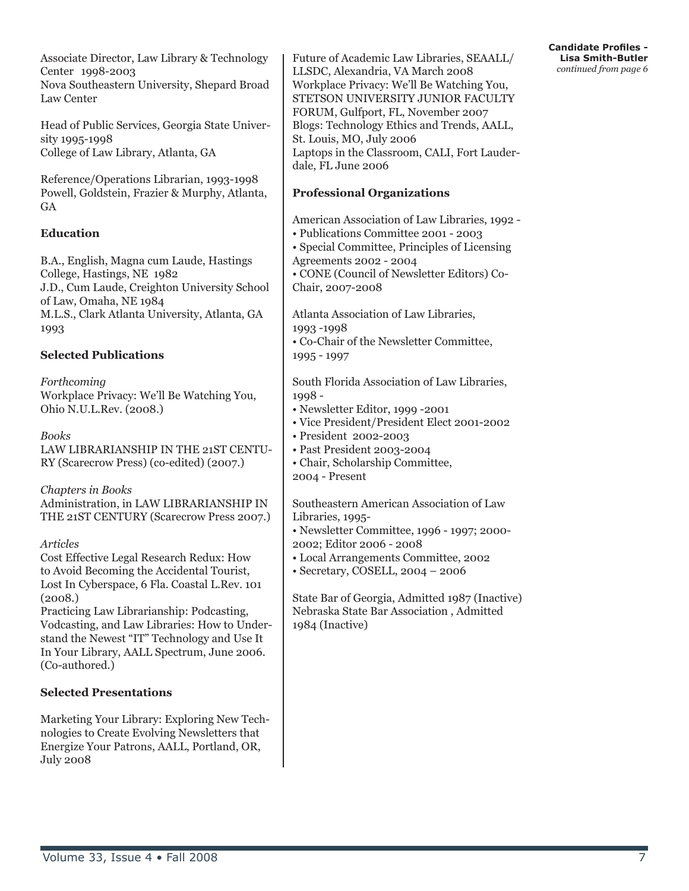Candidate Profiles - Lisa Smith-Butler
*continued from page 6*

Associate Director, Law Library & Technology Center 1998-2003
Nova Southeastern University, Shepard Broad Law Center

Head of Public Services, Georgia State University 1995-1998
College of Law Library, Atlanta, GA

Reference/Operations Librarian, 1993-1998
Powell, Goldstein, Frazier & Murphy, Atlanta, GA

**Education**

B.A., English, Magna cum Laude, Hastings College, Hastings, NE 1982
J.D., Cum Laude, Creighton University School of Law, Omaha, NE 1984
M.L.S., Clark Atlanta University, Atlanta, GA 1993

**Selected Publications**

*Forthcoming*
Workplace Privacy: We'll Be Watching You, Ohio N.U.L.Rev. (2008.)

*Books*
LAW LIBRARIANSHIP IN THE 21ST CENTURY (Scarecrow Press) (co-edited) (2007.)

*Chapters in Books*
Administration, in LAW LIBRARIANSHIP IN THE 21ST CENTURY (Scarecrow Press 2007.)

*Articles*
Cost Effective Legal Research Redux: How to Avoid Becoming the Accidental Tourist, Lost In Cyberspace, 6 Fla. Coastal L.Rev. 101 (2008.)
Practicing Law Librarianship: Podcasting, Vodcasting, and Law Libraries: How to Understand the Newest "IT" Technology and Use It In Your Library, AALL Spectrum, June 2006. (Co-authored.)

**Selected Presentations**

Marketing Your Library: Exploring New Technologies to Create Evolving Newsletters that Energize Your Patrons, AALL, Portland, OR, July 2008
Future of Academic Law Libraries, SEAALL/LLSDC, Alexandria, VA March 2008
Workplace Privacy: We'll Be Watching You, STETSON UNIVERSITY JUNIOR FACULTY FORUM, Gulfport, FL, November 2007
Blogs: Technology Ethics and Trends, AALL, St. Louis, MO, July 2006
Laptops in the Classroom, CALI, Fort Lauderdale, FL June 2006

**Professional Organizations**

American Association of Law Libraries, 1992 -
- Publications Committee 2001 - 2003
- Special Committee, Principles of Licensing Agreements 2002 - 2004
- CONE (Council of Newsletter Editors) Co-Chair, 2007-2008

Atlanta Association of Law Libraries, 1993 -1998
- Co-Chair of the Newsletter Committee, 1995 - 1997

South Florida Association of Law Libraries, 1998 -
- Newsletter Editor, 1999 -2001
- Vice President/President Elect 2001-2002
- President 2002-2003
- Past President 2003-2004
- Chair, Scholarship Committee, 2004 - Present

Southeastern American Association of Law Libraries, 1995-
- Newsletter Committee, 1996 - 1997; 2000-2002; Editor 2006 - 2008
- Local Arrangements Committee, 2002
- Secretary, COSELL, 2004 – 2006

State Bar of Georgia, Admitted 1987 (Inactive)
Nebraska State Bar Association , Admitted 1984 (Inactive)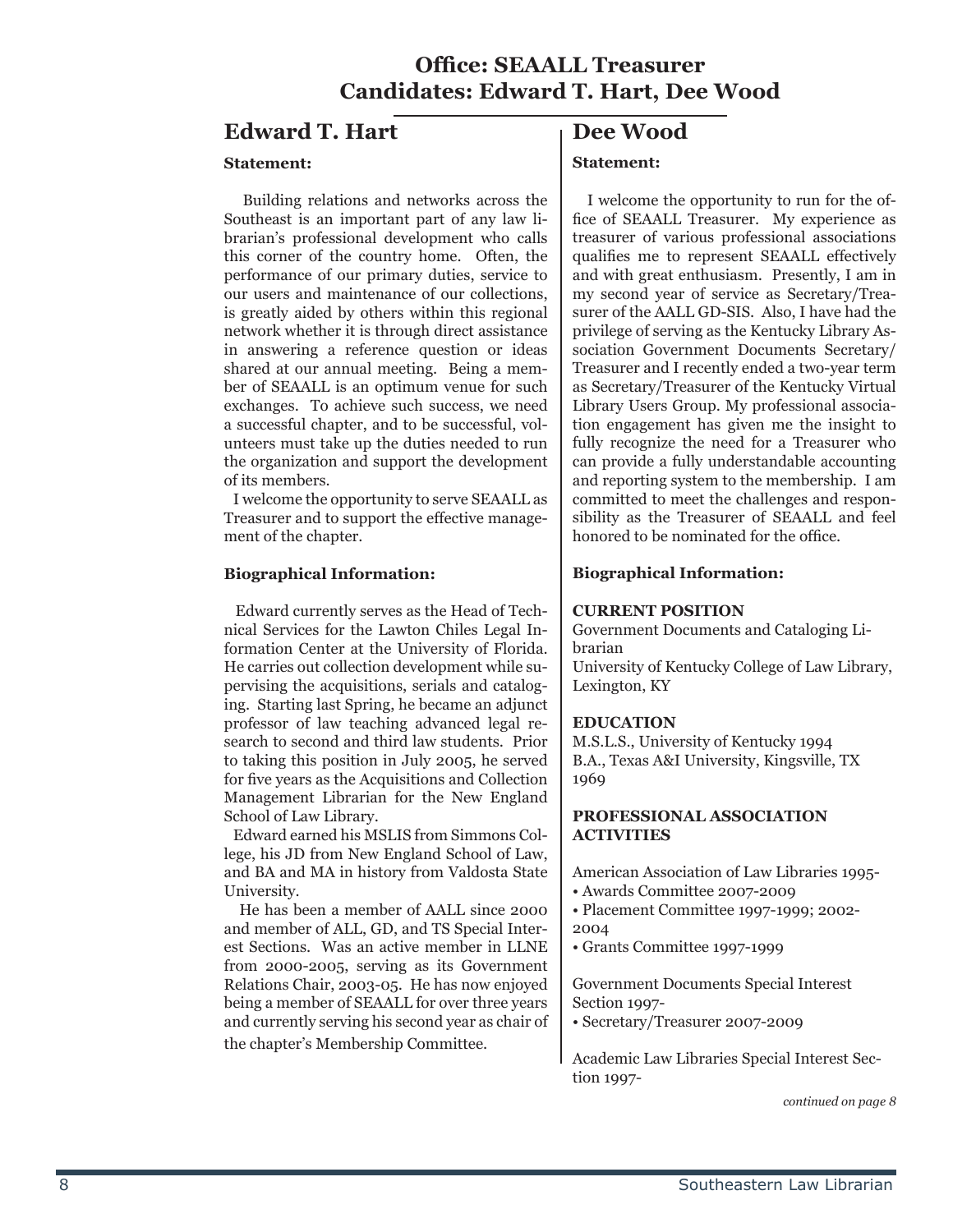## Office: SEAALL Treasurer
## Candidates: Edward T. Hart, Dee Wood

## Edward T. Hart

**Statement:**

Building relations and networks across the Southeast is an important part of any law librarian's professional development who calls this corner of the country home. Often, the performance of our primary duties, service to our users and maintenance of our collections, is greatly aided by others within this regional network whether it is through direct assistance in answering a reference question or ideas shared at our annual meeting. Being a member of SEAALL is an optimum venue for such exchanges. To achieve such success, we need a successful chapter, and to be successful, volunteers must take up the duties needed to run the organization and support the development of its members.

I welcome the opportunity to serve SEAALL as Treasurer and to support the effective management of the chapter.

**Biographical Information:**

Edward currently serves as the Head of Technical Services for the Lawton Chiles Legal Information Center at the University of Florida. He carries out collection development while supervising the acquisitions, serials and cataloging. Starting last Spring, he became an adjunct professor of law teaching advanced legal research to second and third law students. Prior to taking this position in July 2005, he served for five years as the Acquisitions and Collection Management Librarian for the New England School of Law Library.

Edward earned his MSLIS from Simmons College, his JD from New England School of Law, and BA and MA in history from Valdosta State University.

He has been a member of AALL since 2000 and member of ALL, GD, and TS Special Interest Sections. Was an active member in LLNE from 2000-2005, serving as its Government Relations Chair, 2003-05. He has now enjoyed being a member of SEAALL for over three years and currently serving his second year as chair of the chapter's Membership Committee.

## Dee Wood

**Statement:**

I welcome the opportunity to run for the office of SEAALL Treasurer. My experience as treasurer of various professional associations qualifies me to represent SEAALL effectively and with great enthusiasm. Presently, I am in my second year of service as Secretary/Treasurer of the AALL GD-SIS. Also, I have had the privilege of serving as the Kentucky Library Association Government Documents Secretary/Treasurer and I recently ended a two-year term as Secretary/Treasurer of the Kentucky Virtual Library Users Group. My professional association engagement has given me the insight to fully recognize the need for a Treasurer who can provide a fully understandable accounting and reporting system to the membership. I am committed to meet the challenges and responsibility as the Treasurer of SEAALL and feel honored to be nominated for the office.

**Biographical Information:**

**CURRENT POSITION**
Government Documents and Cataloging Librarian
University of Kentucky College of Law Library, Lexington, KY

**EDUCATION**
M.S.L.S., University of Kentucky 1994
B.A., Texas A&I University, Kingsville, TX 1969

**PROFESSIONAL ASSOCIATION ACTIVITIES**

American Association of Law Libraries 1995-
- Awards Committee 2007-2009
- Placement Committee 1997-1999; 2002-2004
- Grants Committee 1997-1999

Government Documents Special Interest Section 1997-
- Secretary/Treasurer 2007-2009

Academic Law Libraries Special Interest Section 1997-

*continued on page 8*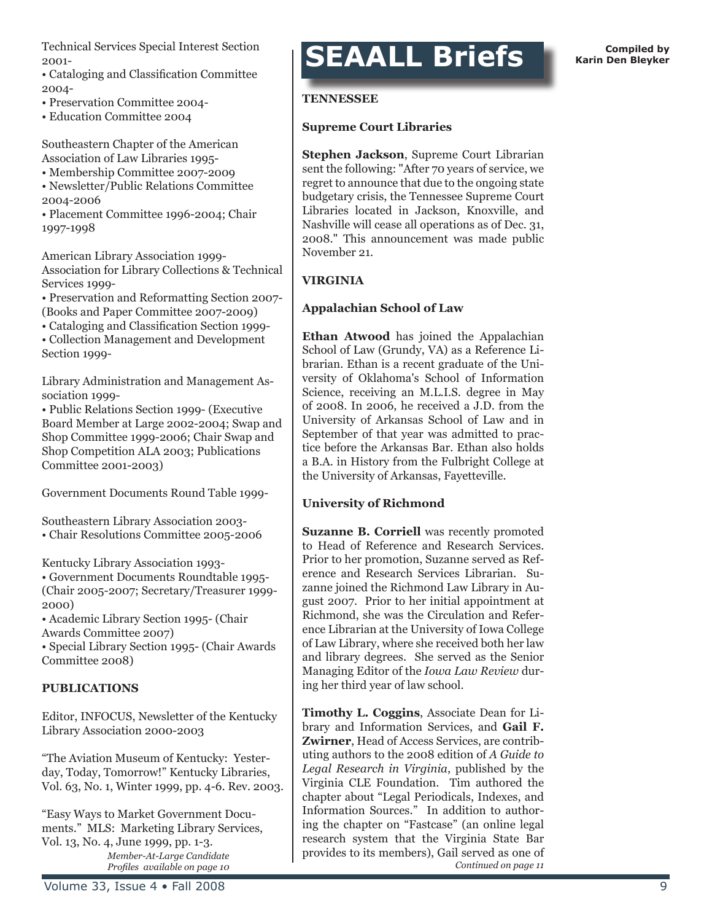Technical Services Special Interest Section 2001-
- Cataloging and Classification Committee 2004-
- Preservation Committee 2004-
- Education Committee 2004

Southeastern Chapter of the American Association of Law Libraries 1995-
- Membership Committee 2007-2009
- Newsletter/Public Relations Committee 2004-2006
- Placement Committee 1996-2004; Chair 1997-1998

American Library Association 1999-
Association for Library Collections & Technical Services 1999-
- Preservation and Reformatting Section 2007- (Books and Paper Committee 2007-2009)
- Cataloging and Classification Section 1999-
- Collection Management and Development Section 1999-

Library Administration and Management Association 1999-
- Public Relations Section 1999- (Executive Board Member at Large 2002-2004; Swap and Shop Committee 1999-2006; Chair Swap and Shop Competition ALA 2003; Publications Committee 2001-2003)

Government Documents Round Table 1999-

Southeastern Library Association 2003-
- Chair Resolutions Committee 2005-2006

Kentucky Library Association 1993-
- Government Documents Roundtable 1995- (Chair 2005-2007; Secretary/Treasurer 1999-2000)
- Academic Library Section 1995- (Chair Awards Committee 2007)
- Special Library Section 1995- (Chair Awards Committee 2008)

**PUBLICATIONS**

Editor, INFOCUS, Newsletter of the Kentucky Library Association 2000-2003

"The Aviation Museum of Kentucky: Yesterday, Today, Tomorrow!" Kentucky Libraries, Vol. 63, No. 1, Winter 1999, pp. 4-6. Rev. 2003.

"Easy Ways to Market Government Documents." MLS: Marketing Library Services, Vol. 13, No. 4, June 1999, pp. 1-3.

*Member-At-Large Candidate Profiles available on page 10*

# SEAALL Briefs

**Compiled by Karin Den Bleyker**

**TENNESSEE**

**Supreme Court Libraries**

**Stephen Jackson**, Supreme Court Librarian sent the following: "After 70 years of service, we regret to announce that due to the ongoing state budgetary crisis, the Tennessee Supreme Court Libraries located in Jackson, Knoxville, and Nashville will cease all operations as of Dec. 31, 2008." This announcement was made public November 21.

**VIRGINIA**

**Appalachian School of Law**

**Ethan Atwood** has joined the Appalachian School of Law (Grundy, VA) as a Reference Librarian. Ethan is a recent graduate of the University of Oklahoma's School of Information Science, receiving an M.L.I.S. degree in May of 2008. In 2006, he received a J.D. from the University of Arkansas School of Law and in September of that year was admitted to practice before the Arkansas Bar. Ethan also holds a B.A. in History from the Fulbright College at the University of Arkansas, Fayetteville.

**University of Richmond**

**Suzanne B. Corriell** was recently promoted to Head of Reference and Research Services. Prior to her promotion, Suzanne served as Reference and Research Services Librarian. Suzanne joined the Richmond Law Library in August 2007. Prior to her initial appointment at Richmond, she was the Circulation and Reference Librarian at the University of Iowa College of Law Library, where she received both her law and library degrees. She served as the Senior Managing Editor of the *Iowa Law Review* during her third year of law school.

**Timothy L. Coggins**, Associate Dean for Library and Information Services, and **Gail F. Zwirner**, Head of Access Services, are contributing authors to the 2008 edition of *A Guide to Legal Research in Virginia*, published by the Virginia CLE Foundation. Tim authored the chapter about "Legal Periodicals, Indexes, and Information Sources." In addition to authoring the chapter on "Fastcase" (an online legal research system that the Virginia State Bar provides to its members), Gail served as one of

*Continued on page 11*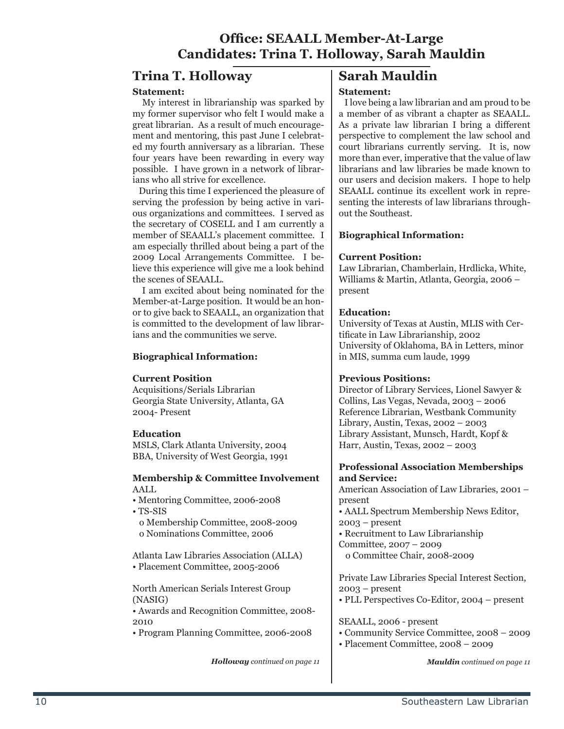# Office: SEAALL Member-At-Large
# Candidates: Trina T. Holloway, Sarah Mauldin

## Trina T. Holloway

**Statement:**

My interest in librarianship was sparked by my former supervisor who felt I would make a great librarian. As a result of much encouragement and mentoring, this past June I celebrated my fourth anniversary as a librarian. These four years have been rewarding in every way possible. I have grown in a network of librarians who all strive for excellence.

During this time I experienced the pleasure of serving the profession by being active in various organizations and committees. I served as the secretary of COSELL and I am currently a member of SEAALL's placement committee. I am especially thrilled about being a part of the 2009 Local Arrangements Committee. I believe this experience will give me a look behind the scenes of SEAALL.

I am excited about being nominated for the Member-at-Large position. It would be an honor to give back to SEAALL, an organization that is committed to the development of law librarians and the communities we serve.

**Biographical Information:**

**Current Position**
Acquisitions/Serials Librarian
Georgia State University, Atlanta, GA
2004- Present

**Education**
MSLS, Clark Atlanta University, 2004
BBA, University of West Georgia, 1991

**Membership & Committee Involvement**
AALL
- Mentoring Committee, 2006-2008
- TS-SIS
  - Membership Committee, 2008-2009
  - Nominations Committee, 2006

Atlanta Law Libraries Association (ALLA)
- Placement Committee, 2005-2006

North American Serials Interest Group (NASIG)
- Awards and Recognition Committee, 2008-2010
- Program Planning Committee, 2006-2008

***Holloway** continued on page 11*

## Sarah Mauldin

**Statement:**

I love being a law librarian and am proud to be a member of as vibrant a chapter as SEAALL. As a private law librarian I bring a different perspective to complement the law school and court librarians currently serving. It is, now more than ever, imperative that the value of law librarians and law libraries be made known to our users and decision makers. I hope to help SEAALL continue its excellent work in representing the interests of law librarians throughout the Southeast.

**Biographical Information:**

**Current Position:**
Law Librarian, Chamberlain, Hrdlicka, White, Williams & Martin, Atlanta, Georgia, 2006 – present

**Education:**
University of Texas at Austin, MLIS with Certificate in Law Librarianship, 2002
University of Oklahoma, BA in Letters, minor in MIS, summa cum laude, 1999

**Previous Positions:**
Director of Library Services, Lionel Sawyer & Collins, Las Vegas, Nevada, 2003 – 2006
Reference Librarian, Westbank Community Library, Austin, Texas, 2002 – 2003
Library Assistant, Munsch, Hardt, Kopf & Harr, Austin, Texas, 2002 – 2003

**Professional Association Memberships and Service:**
American Association of Law Libraries, 2001 – present
- AALL Spectrum Membership News Editor, 2003 – present
- Recruitment to Law Librarianship Committee, 2007 – 2009
  - Committee Chair, 2008-2009

Private Law Libraries Special Interest Section, 2003 – present
- PLL Perspectives Co-Editor, 2004 – present

SEAALL, 2006 - present
- Community Service Committee, 2008 – 2009
- Placement Committee, 2008 – 2009

***Mauldin** continued on page 11*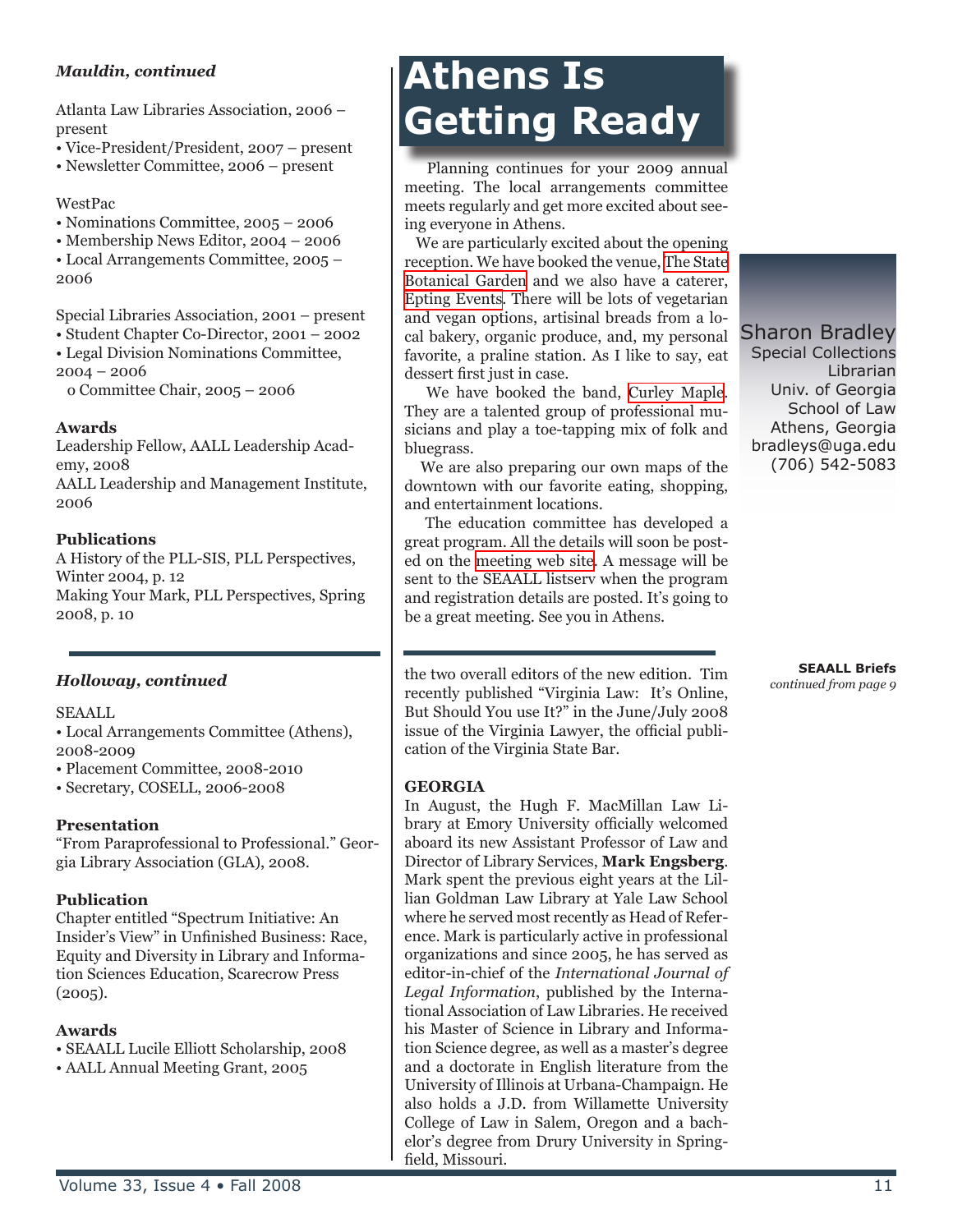*Mauldin, continued*

Atlanta Law Libraries Association, 2006 – present
- Vice-President/President, 2007 – present
- Newsletter Committee, 2006 – present

WestPac
- Nominations Committee, 2005 – 2006
- Membership News Editor, 2004 – 2006
- Local Arrangements Committee, 2005 – 2006

Special Libraries Association, 2001 – present
- Student Chapter Co-Director, 2001 – 2002
- Legal Division Nominations Committee, 2004 – 2006
  - o Committee Chair, 2005 – 2006

**Awards**

Leadership Fellow, AALL Leadership Academy, 2008

AALL Leadership and Management Institute, 2006

**Publications**

A History of the PLL-SIS, PLL Perspectives, Winter 2004, p. 12

Making Your Mark, PLL Perspectives, Spring 2008, p. 10

*Holloway, continued*

SEAALL
- Local Arrangements Committee (Athens), 2008-2009
- Placement Committee, 2008-2010
- Secretary, COSELL, 2006-2008

**Presentation**

"From Paraprofessional to Professional." Georgia Library Association (GLA), 2008.

**Publication**

Chapter entitled "Spectrum Initiative: An Insider's View" in Unfinished Business: Race, Equity and Diversity in Library and Information Sciences Education, Scarecrow Press (2005).

**Awards**
- SEAALL Lucile Elliott Scholarship, 2008
- AALL Annual Meeting Grant, 2005

# Athens Is Getting Ready

Planning continues for your 2009 annual meeting. The local arrangements committee meets regularly and get more excited about seeing everyone in Athens.

We are particularly excited about the opening reception. We have booked the venue, The State Botanical Garden and we also have a caterer, Epting Events. There will be lots of vegetarian and vegan options, artisinal breads from a local bakery, organic produce, and, my personal favorite, a praline station. As I like to say, eat dessert first just in case.

We have booked the band, Curley Maple. They are a talented group of professional musicians and play a toe-tapping mix of folk and bluegrass.

We are also preparing our own maps of the downtown with our favorite eating, shopping, and entertainment locations.

The education committee has developed a great program. All the details will soon be posted on the meeting web site. A message will be sent to the SEAALL listserv when the program and registration details are posted. It's going to be a great meeting. See you in Athens.

Sharon Bradley
Special Collections Librarian
Univ. of Georgia School of Law
Athens, Georgia
bradleys@uga.edu
(706) 542-5083

**SEAALL Briefs**
*continued from page 9*

the two overall editors of the new edition. Tim recently published "Virginia Law: It's Online, But Should You use It?" in the June/July 2008 issue of the Virginia Lawyer, the official publication of the Virginia State Bar.

**GEORGIA**

In August, the Hugh F. MacMillan Law Library at Emory University officially welcomed aboard its new Assistant Professor of Law and Director of Library Services, **Mark Engsberg**. Mark spent the previous eight years at the Lillian Goldman Law Library at Yale Law School where he served most recently as Head of Reference. Mark is particularly active in professional organizations and since 2005, he has served as editor-in-chief of the *International Journal of Legal Information*, published by the International Association of Law Libraries. He received his Master of Science in Library and Information Science degree, as well as a master's degree and a doctorate in English literature from the University of Illinois at Urbana-Champaign. He also holds a J.D. from Willamette University College of Law in Salem, Oregon and a bachelor's degree from Drury University in Springfield, Missouri.